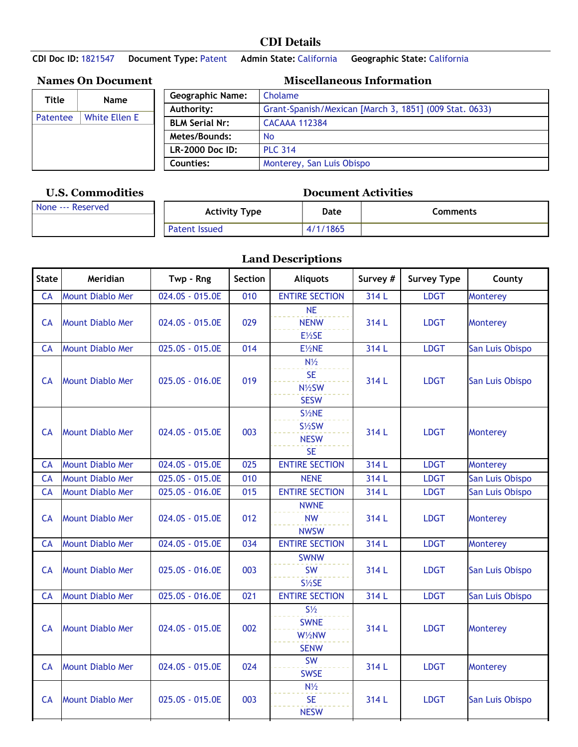# CDI Details

**CDI Doc ID:** 1821547 **Document Type:** Patent **Admin State:** California **Geographic State:** California

## Names On Document

| Title | Name |
|---|---|
| Patentee | White Ellen E |

## Miscellaneous Information

| | |
|---|---|
| **Geographic Name:** | Cholame |
| **Authority:** | Grant-Spanish/Mexican [March 3, 1851] (009 Stat. 0633) |
| **BLM Serial Nr:** | CACAAA 112384 |
| **Metes/Bounds:** | No |
| **LR-2000 Doc ID:** | PLC 314 |
| **Counties:** | Monterey, San Luis Obispo |

## U.S. Commodities

None --- Reserved

## Document Activities

| Activity Type | Date | Comments |
|---|---|---|
| Patent Issued | 4/1/1865 | |

## Land Descriptions

| State | Meridian | Twp - Rng | Section | Aliquots | Survey # | Survey Type | County |
|---|---|---|---|---|---|---|---|
| CA | Mount Diablo Mer | 024.0S - 015.0E | 010 | ENTIRE SECTION | 314 L | LDGT | Monterey |
| CA | Mount Diablo Mer | 024.0S - 015.0E | 029 | NE<br>NENW<br>E½SE | 314 L | LDGT | Monterey |
| CA | Mount Diablo Mer | 025.0S - 015.0E | 014 | E½NE | 314 L | LDGT | San Luis Obispo |
| CA | Mount Diablo Mer | 025.0S - 016.0E | 019 | N½<br>SE<br>N½SW<br>SESW | 314 L | LDGT | San Luis Obispo |
| CA | Mount Diablo Mer | 024.0S - 015.0E | 003 | S½NE<br>S½SW<br>NESW<br>SE | 314 L | LDGT | Monterey |
| CA | Mount Diablo Mer | 024.0S - 015.0E | 025 | ENTIRE SECTION | 314 L | LDGT | Monterey |
| CA | Mount Diablo Mer | 025.0S - 015.0E | 010 | NENE | 314 L | LDGT | San Luis Obispo |
| CA | Mount Diablo Mer | 025.0S - 016.0E | 015 | ENTIRE SECTION | 314 L | LDGT | San Luis Obispo |
| CA | Mount Diablo Mer | 024.0S - 015.0E | 012 | NWNE<br>NW<br>NWSW | 314 L | LDGT | Monterey |
| CA | Mount Diablo Mer | 024.0S - 015.0E | 034 | ENTIRE SECTION | 314 L | LDGT | Monterey |
| CA | Mount Diablo Mer | 025.0S - 016.0E | 003 | SWNW<br>SW<br>S½SE | 314 L | LDGT | San Luis Obispo |
| CA | Mount Diablo Mer | 025.0S - 016.0E | 021 | ENTIRE SECTION | 314 L | LDGT | San Luis Obispo |
| CA | Mount Diablo Mer | 024.0S - 015.0E | 002 | S½<br>SWNE<br>W½NW<br>SENW | 314 L | LDGT | Monterey |
| CA | Mount Diablo Mer | 024.0S - 015.0E | 024 | SW<br>SWSE | 314 L | LDGT | Monterey |
| CA | Mount Diablo Mer | 025.0S - 015.0E | 003 | N½<br>SE<br>NESW | 314 L | LDGT | San Luis Obispo |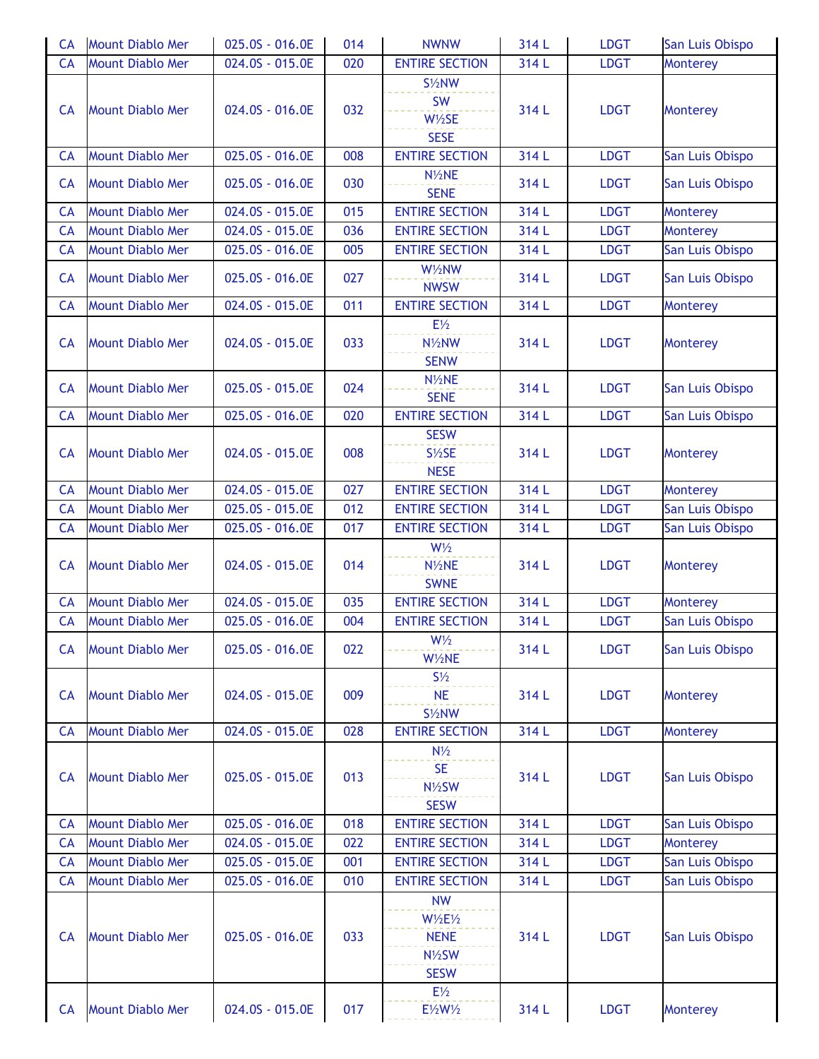| CA | Mount Diablo Mer | 025.0S - 016.0E | 014 | NWNW | 314 L | LDGT | San Luis Obispo |
|---|---|---|---|---|---|---|---|
| CA | Mount Diablo Mer | 024.0S - 015.0E | 020 | ENTIRE SECTION | 314 L | LDGT | Monterey |
| CA | Mount Diablo Mer | 024.0S - 016.0E | 032 | S½NW<br>SW<br>W½SE<br>SESE | 314 L | LDGT | Monterey |
| CA | Mount Diablo Mer | 025.0S - 016.0E | 008 | ENTIRE SECTION | 314 L | LDGT | San Luis Obispo |
| CA | Mount Diablo Mer | 025.0S - 016.0E | 030 | N½NE<br>SENE | 314 L | LDGT | San Luis Obispo |
| CA | Mount Diablo Mer | 024.0S - 015.0E | 015 | ENTIRE SECTION | 314 L | LDGT | Monterey |
| CA | Mount Diablo Mer | 024.0S - 015.0E | 036 | ENTIRE SECTION | 314 L | LDGT | Monterey |
| CA | Mount Diablo Mer | 025.0S - 016.0E | 005 | ENTIRE SECTION | 314 L | LDGT | San Luis Obispo |
| CA | Mount Diablo Mer | 025.0S - 016.0E | 027 | W½NW<br>NWSW | 314 L | LDGT | San Luis Obispo |
| CA | Mount Diablo Mer | 024.0S - 015.0E | 011 | ENTIRE SECTION | 314 L | LDGT | Monterey |
| CA | Mount Diablo Mer | 024.0S - 015.0E | 033 | E½<br>N½NW<br>SENW | 314 L | LDGT | Monterey |
| CA | Mount Diablo Mer | 025.0S - 015.0E | 024 | N½NE<br>SENE | 314 L | LDGT | San Luis Obispo |
| CA | Mount Diablo Mer | 025.0S - 016.0E | 020 | ENTIRE SECTION | 314 L | LDGT | San Luis Obispo |
| CA | Mount Diablo Mer | 024.0S - 015.0E | 008 | SESW<br>S½SE<br>NESE | 314 L | LDGT | Monterey |
| CA | Mount Diablo Mer | 024.0S - 015.0E | 027 | ENTIRE SECTION | 314 L | LDGT | Monterey |
| CA | Mount Diablo Mer | 025.0S - 015.0E | 012 | ENTIRE SECTION | 314 L | LDGT | San Luis Obispo |
| CA | Mount Diablo Mer | 025.0S - 016.0E | 017 | ENTIRE SECTION | 314 L | LDGT | San Luis Obispo |
| CA | Mount Diablo Mer | 024.0S - 015.0E | 014 | W½<br>N½NE<br>SWNE | 314 L | LDGT | Monterey |
| CA | Mount Diablo Mer | 024.0S - 015.0E | 035 | ENTIRE SECTION | 314 L | LDGT | Monterey |
| CA | Mount Diablo Mer | 025.0S - 016.0E | 004 | ENTIRE SECTION | 314 L | LDGT | San Luis Obispo |
| CA | Mount Diablo Mer | 025.0S - 016.0E | 022 | W½<br>W½NE | 314 L | LDGT | San Luis Obispo |
| CA | Mount Diablo Mer | 024.0S - 015.0E | 009 | S½<br>NE<br>S½NW | 314 L | LDGT | Monterey |
| CA | Mount Diablo Mer | 024.0S - 015.0E | 028 | ENTIRE SECTION | 314 L | LDGT | Monterey |
| CA | Mount Diablo Mer | 025.0S - 015.0E | 013 | N½<br>SE<br>N½SW<br>SESW | 314 L | LDGT | San Luis Obispo |
| CA | Mount Diablo Mer | 025.0S - 016.0E | 018 | ENTIRE SECTION | 314 L | LDGT | San Luis Obispo |
| CA | Mount Diablo Mer | 024.0S - 015.0E | 022 | ENTIRE SECTION | 314 L | LDGT | Monterey |
| CA | Mount Diablo Mer | 025.0S - 015.0E | 001 | ENTIRE SECTION | 314 L | LDGT | San Luis Obispo |
| CA | Mount Diablo Mer | 025.0S - 016.0E | 010 | ENTIRE SECTION | 314 L | LDGT | San Luis Obispo |
| CA | Mount Diablo Mer | 025.0S - 016.0E | 033 | NW<br>W½E½<br>NENE<br>N½SW<br>SESW | 314 L | LDGT | San Luis Obispo |
| CA | Mount Diablo Mer | 024.0S - 015.0E | 017 | E½<br>E½W½ | 314 L | LDGT | Monterey |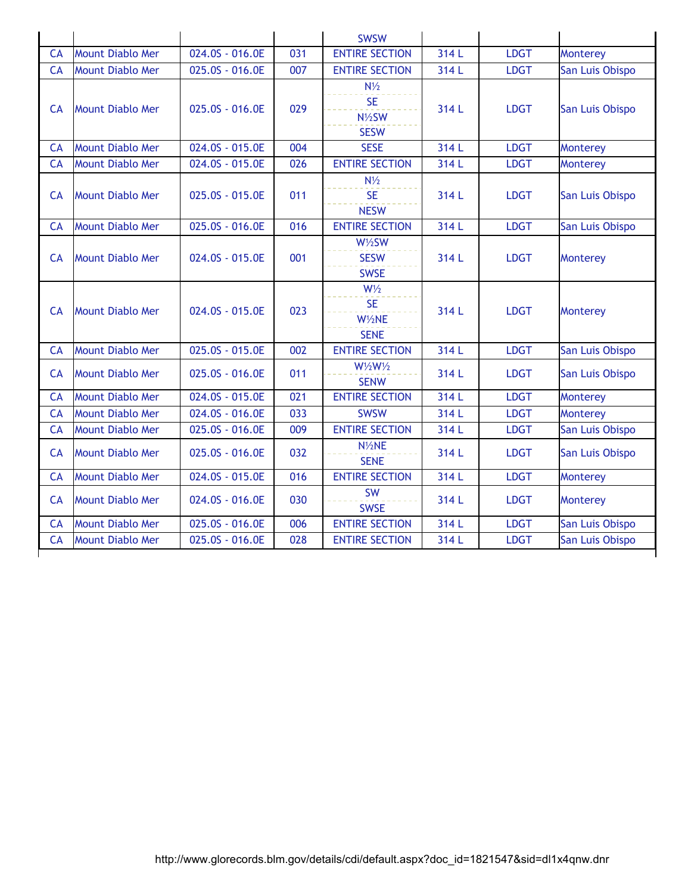| | | | | | | | |
|---|---|---|---|---|---|---|---|
| | | | | SWSW | | | |
| CA | Mount Diablo Mer | 024.0S - 016.0E | 031 | ENTIRE SECTION | 314 L | LDGT | Monterey |
| CA | Mount Diablo Mer | 025.0S - 016.0E | 007 | ENTIRE SECTION | 314 L | LDGT | San Luis Obispo |
| CA | Mount Diablo Mer | 025.0S - 016.0E | 029 | N½<br>SE<br>N½SW<br>SESW | 314 L | LDGT | San Luis Obispo |
| CA | Mount Diablo Mer | 024.0S - 015.0E | 004 | SESE | 314 L | LDGT | Monterey |
| CA | Mount Diablo Mer | 024.0S - 015.0E | 026 | ENTIRE SECTION | 314 L | LDGT | Monterey |
| CA | Mount Diablo Mer | 025.0S - 015.0E | 011 | N½<br>SE<br>NESW | 314 L | LDGT | San Luis Obispo |
| CA | Mount Diablo Mer | 025.0S - 016.0E | 016 | ENTIRE SECTION | 314 L | LDGT | San Luis Obispo |
| CA | Mount Diablo Mer | 024.0S - 015.0E | 001 | W½SW<br>SESW<br>SWSE | 314 L | LDGT | Monterey |
| CA | Mount Diablo Mer | 024.0S - 015.0E | 023 | W½<br>SE<br>W½NE<br>SENE | 314 L | LDGT | Monterey |
| CA | Mount Diablo Mer | 025.0S - 015.0E | 002 | ENTIRE SECTION | 314 L | LDGT | San Luis Obispo |
| CA | Mount Diablo Mer | 025.0S - 016.0E | 011 | W½W½<br>SENW | 314 L | LDGT | San Luis Obispo |
| CA | Mount Diablo Mer | 024.0S - 015.0E | 021 | ENTIRE SECTION | 314 L | LDGT | Monterey |
| CA | Mount Diablo Mer | 024.0S - 016.0E | 033 | SWSW | 314 L | LDGT | Monterey |
| CA | Mount Diablo Mer | 025.0S - 016.0E | 009 | ENTIRE SECTION | 314 L | LDGT | San Luis Obispo |
| CA | Mount Diablo Mer | 025.0S - 016.0E | 032 | N½NE<br>SENE | 314 L | LDGT | San Luis Obispo |
| CA | Mount Diablo Mer | 024.0S - 015.0E | 016 | ENTIRE SECTION | 314 L | LDGT | Monterey |
| CA | Mount Diablo Mer | 024.0S - 016.0E | 030 | SW<br>SWSE | 314 L | LDGT | Monterey |
| CA | Mount Diablo Mer | 025.0S - 016.0E | 006 | ENTIRE SECTION | 314 L | LDGT | San Luis Obispo |
| CA | Mount Diablo Mer | 025.0S - 016.0E | 028 | ENTIRE SECTION | 314 L | LDGT | San Luis Obispo |

http://www.glorecords.blm.gov/details/cdi/default.aspx?doc_id=1821547&sid=dl1x4qnw.dnr